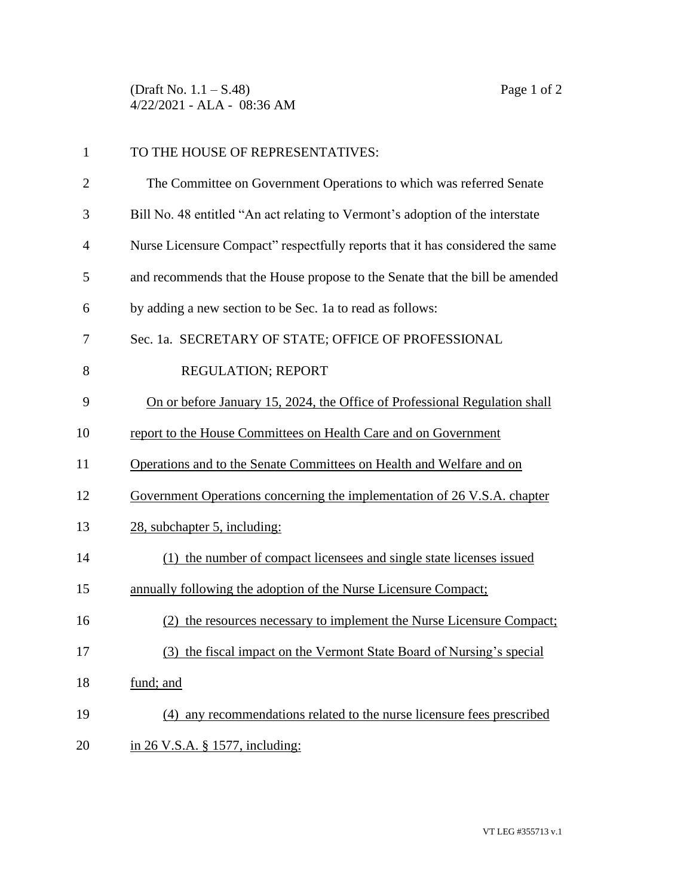TO THE HOUSE OF REPRESENTATIVES:

The Committee on Government Operations to which was referred Senate Bill No. 48 entitled "An act relating to Vermont's adoption of the interstate Nurse Licensure Compact" respectfully reports that it has considered the same and recommends that the House propose to the Senate that the bill be amended by adding a new section to be Sec. 1a to read as follows:

Sec. 1a. SECRETARY OF STATE; OFFICE OF PROFESSIONAL REGULATION; REPORT

<u>On or before January 15, 2024, the Office of Professional Regulation shall report to the House Committees on Health Care and on Government Operations and to the Senate Committees on Health and Welfare and on Government Operations concerning the implementation of 26 V.S.A. chapter 28, subchapter 5, including:</u>

<u>(1) the number of compact licensees and single state licenses issued annually following the adoption of the Nurse Licensure Compact;</u>

<u>(2) the resources necessary to implement the Nurse Licensure Compact;</u>

<u>(3) the fiscal impact on the Vermont State Board of Nursing's special fund; and</u>

<u>(4) any recommendations related to the nurse licensure fees prescribed in 26 V.S.A. § 1577, including:</u>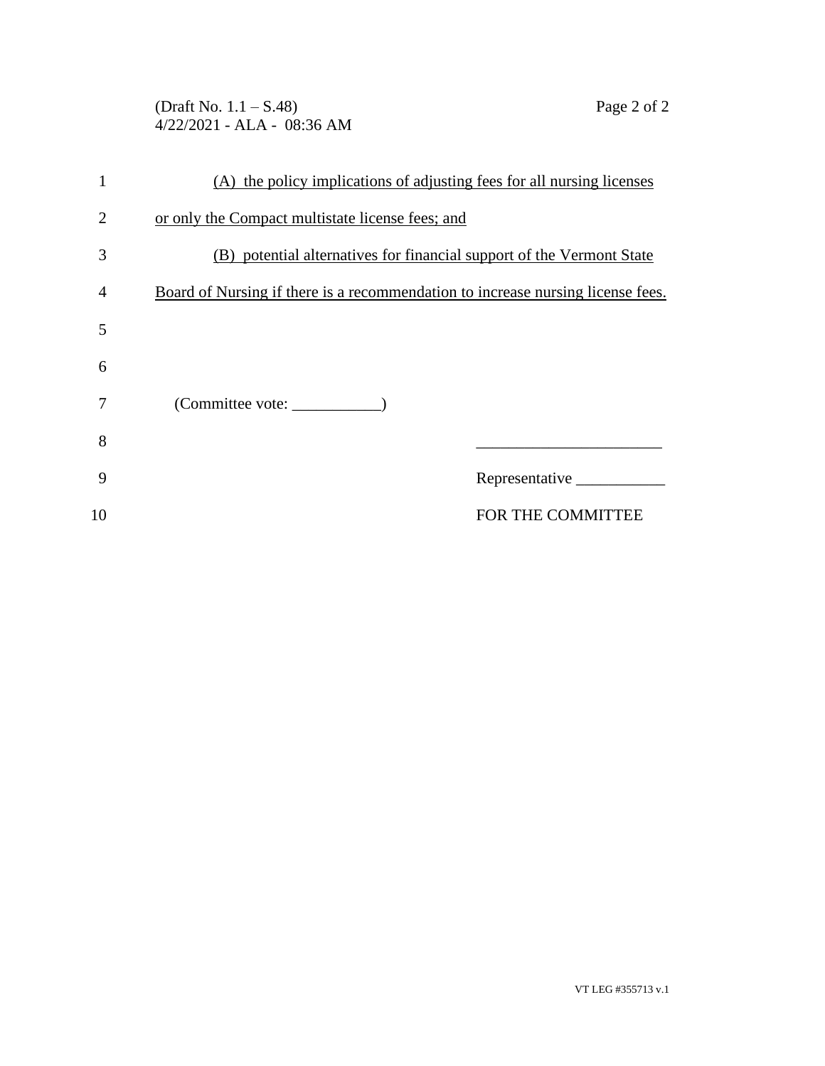(A) the policy implications of adjusting fees for all nursing licenses or only the Compact multistate license fees; and

(B) potential alternatives for financial support of the Vermont State Board of Nursing if there is a recommendation to increase nursing license fees.

(Committee vote: ___________)

_______________________

Representative ___________

FOR THE COMMITTEE